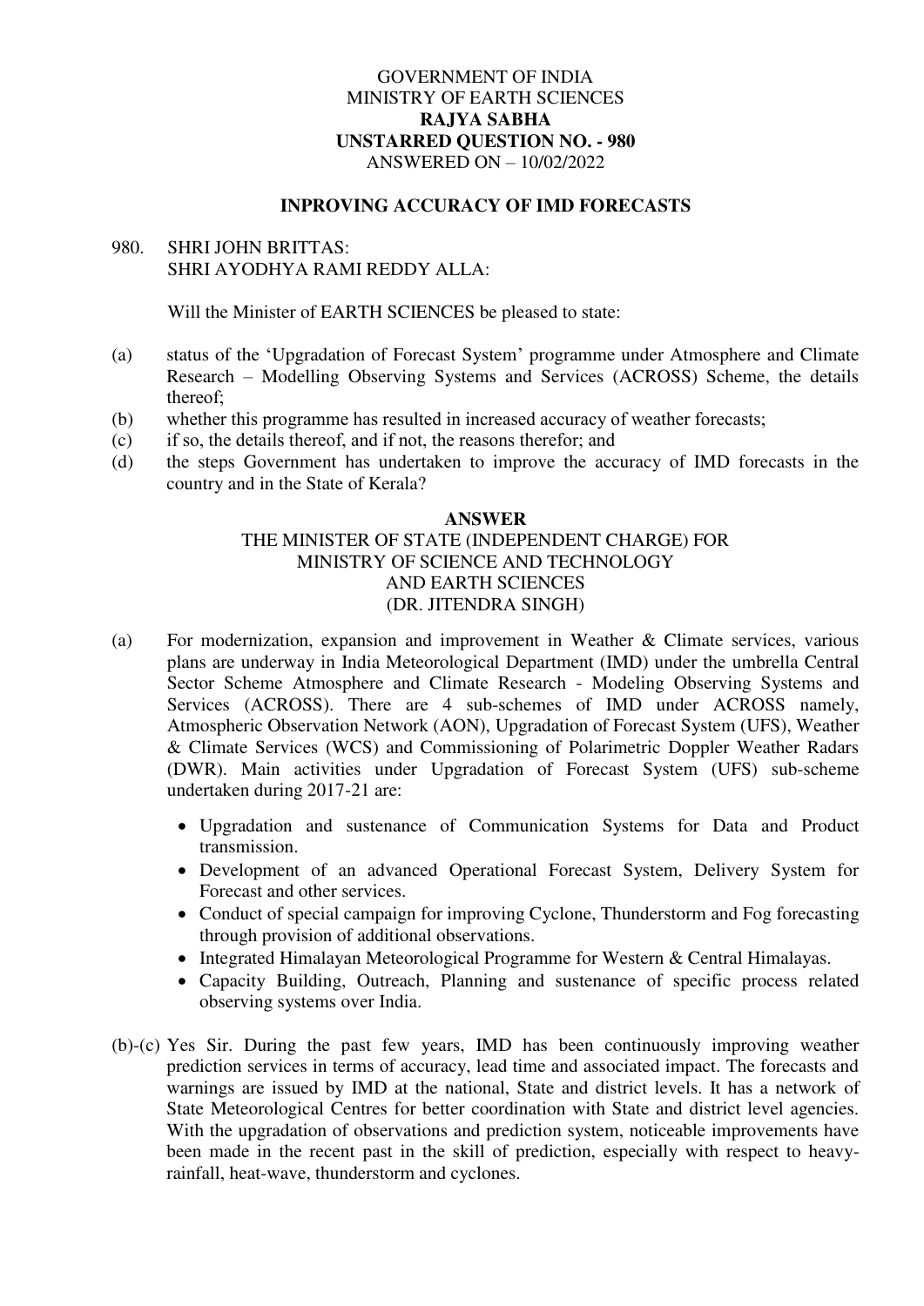GOVERNMENT OF INDIA
MINISTRY OF EARTH SCIENCES
**RAJYA SABHA**
**UNSTARRED QUESTION NO. - 980**
ANSWERED ON – 10/02/2022

## INPROVING ACCURACY OF IMD FORECASTS

980. SHRI JOHN BRITTAS:
SHRI AYODHYA RAMI REDDY ALLA:

Will the Minister of EARTH SCIENCES be pleased to state:

(a) status of the 'Upgradation of Forecast System' programme under Atmosphere and Climate Research – Modelling Observing Systems and Services (ACROSS) Scheme, the details thereof;
(b) whether this programme has resulted in increased accuracy of weather forecasts;
(c) if so, the details thereof, and if not, the reasons therefor; and
(d) the steps Government has undertaken to improve the accuracy of IMD forecasts in the country and in the State of Kerala?

**ANSWER**
THE MINISTER OF STATE (INDEPENDENT CHARGE) FOR
MINISTRY OF SCIENCE AND TECHNOLOGY
AND EARTH SCIENCES
(DR. JITENDRA SINGH)

(a) For modernization, expansion and improvement in Weather & Climate services, various plans are underway in India Meteorological Department (IMD) under the umbrella Central Sector Scheme Atmosphere and Climate Research - Modeling Observing Systems and Services (ACROSS). There are 4 sub-schemes of IMD under ACROSS namely, Atmospheric Observation Network (AON), Upgradation of Forecast System (UFS), Weather & Climate Services (WCS) and Commissioning of Polarimetric Doppler Weather Radars (DWR). Main activities under Upgradation of Forecast System (UFS) sub-scheme undertaken during 2017-21 are:

- Upgradation and sustenance of Communication Systems for Data and Product transmission.
- Development of an advanced Operational Forecast System, Delivery System for Forecast and other services.
- Conduct of special campaign for improving Cyclone, Thunderstorm and Fog forecasting through provision of additional observations.
- Integrated Himalayan Meteorological Programme for Western & Central Himalayas.
- Capacity Building, Outreach, Planning and sustenance of specific process related observing systems over India.

(b)-(c) Yes Sir. During the past few years, IMD has been continuously improving weather prediction services in terms of accuracy, lead time and associated impact. The forecasts and warnings are issued by IMD at the national, State and district levels. It has a network of State Meteorological Centres for better coordination with State and district level agencies. With the upgradation of observations and prediction system, noticeable improvements have been made in the recent past in the skill of prediction, especially with respect to heavy-rainfall, heat-wave, thunderstorm and cyclones.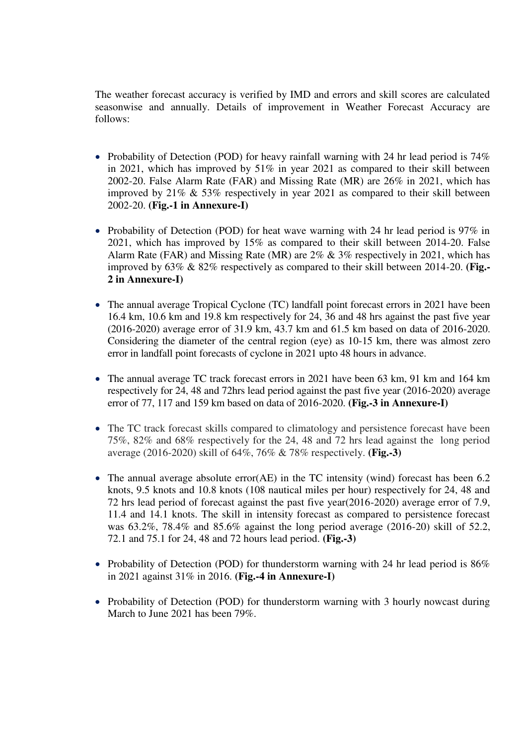The weather forecast accuracy is verified by IMD and errors and skill scores are calculated seasonwise and annually. Details of improvement in Weather Forecast Accuracy are follows:

- Probability of Detection (POD) for heavy rainfall warning with 24 hr lead period is 74% in 2021, which has improved by 51% in year 2021 as compared to their skill between 2002-20. False Alarm Rate (FAR) and Missing Rate (MR) are 26% in 2021, which has improved by 21% & 53% respectively in year 2021 as compared to their skill between 2002-20. **(Fig.-1 in Annexure-I)**

- Probability of Detection (POD) for heat wave warning with 24 hr lead period is 97% in 2021, which has improved by 15% as compared to their skill between 2014-20. False Alarm Rate (FAR) and Missing Rate (MR) are 2% & 3% respectively in 2021, which has improved by 63% & 82% respectively as compared to their skill between 2014-20. **(Fig.-2 in Annexure-I)**

- The annual average Tropical Cyclone (TC) landfall point forecast errors in 2021 have been 16.4 km, 10.6 km and 19.8 km respectively for 24, 36 and 48 hrs against the past five year (2016-2020) average error of 31.9 km, 43.7 km and 61.5 km based on data of 2016-2020. Considering the diameter of the central region (eye) as 10-15 km, there was almost zero error in landfall point forecasts of cyclone in 2021 upto 48 hours in advance.

- The annual average TC track forecast errors in 2021 have been 63 km, 91 km and 164 km respectively for 24, 48 and 72hrs lead period against the past five year (2016-2020) average error of 77, 117 and 159 km based on data of 2016-2020. **(Fig.-3 in Annexure-I)**

- The TC track forecast skills compared to climatology and persistence forecast have been 75%, 82% and 68% respectively for the 24, 48 and 72 hrs lead against the long period average (2016-2020) skill of 64%, 76% & 78% respectively. **(Fig.-3)**

- The annual average absolute error(AE) in the TC intensity (wind) forecast has been 6.2 knots, 9.5 knots and 10.8 knots (108 nautical miles per hour) respectively for 24, 48 and 72 hrs lead period of forecast against the past five year(2016-2020) average error of 7.9, 11.4 and 14.1 knots. The skill in intensity forecast as compared to persistence forecast was 63.2%, 78.4% and 85.6% against the long period average (2016-20) skill of 52.2, 72.1 and 75.1 for 24, 48 and 72 hours lead period. **(Fig.-3)**

- Probability of Detection (POD) for thunderstorm warning with 24 hr lead period is 86% in 2021 against 31% in 2016. **(Fig.-4 in Annexure-I)**

- Probability of Detection (POD) for thunderstorm warning with 3 hourly nowcast during March to June 2021 has been 79%.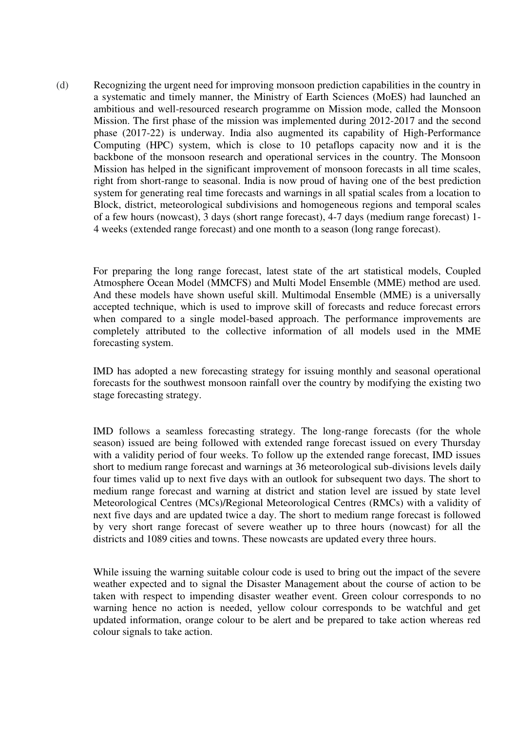(d) Recognizing the urgent need for improving monsoon prediction capabilities in the country in a systematic and timely manner, the Ministry of Earth Sciences (MoES) had launched an ambitious and well-resourced research programme on Mission mode, called the Monsoon Mission. The first phase of the mission was implemented during 2012-2017 and the second phase (2017-22) is underway. India also augmented its capability of High-Performance Computing (HPC) system, which is close to 10 petaflops capacity now and it is the backbone of the monsoon research and operational services in the country. The Monsoon Mission has helped in the significant improvement of monsoon forecasts in all time scales, right from short-range to seasonal. India is now proud of having one of the best prediction system for generating real time forecasts and warnings in all spatial scales from a location to Block, district, meteorological subdivisions and homogeneous regions and temporal scales of a few hours (nowcast), 3 days (short range forecast), 4-7 days (medium range forecast) 1-4 weeks (extended range forecast) and one month to a season (long range forecast).

For preparing the long range forecast, latest state of the art statistical models, Coupled Atmosphere Ocean Model (MMCFS) and Multi Model Ensemble (MME) method are used. And these models have shown useful skill. Multimodal Ensemble (MME) is a universally accepted technique, which is used to improve skill of forecasts and reduce forecast errors when compared to a single model-based approach. The performance improvements are completely attributed to the collective information of all models used in the MME forecasting system.

IMD has adopted a new forecasting strategy for issuing monthly and seasonal operational forecasts for the southwest monsoon rainfall over the country by modifying the existing two stage forecasting strategy.

IMD follows a seamless forecasting strategy. The long-range forecasts (for the whole season) issued are being followed with extended range forecast issued on every Thursday with a validity period of four weeks. To follow up the extended range forecast, IMD issues short to medium range forecast and warnings at 36 meteorological sub-divisions levels daily four times valid up to next five days with an outlook for subsequent two days. The short to medium range forecast and warning at district and station level are issued by state level Meteorological Centres (MCs)/Regional Meteorological Centres (RMCs) with a validity of next five days and are updated twice a day. The short to medium range forecast is followed by very short range forecast of severe weather up to three hours (nowcast) for all the districts and 1089 cities and towns. These nowcasts are updated every three hours.

While issuing the warning suitable colour code is used to bring out the impact of the severe weather expected and to signal the Disaster Management about the course of action to be taken with respect to impending disaster weather event. Green colour corresponds to no warning hence no action is needed, yellow colour corresponds to be watchful and get updated information, orange colour to be alert and be prepared to take action whereas red colour signals to take action.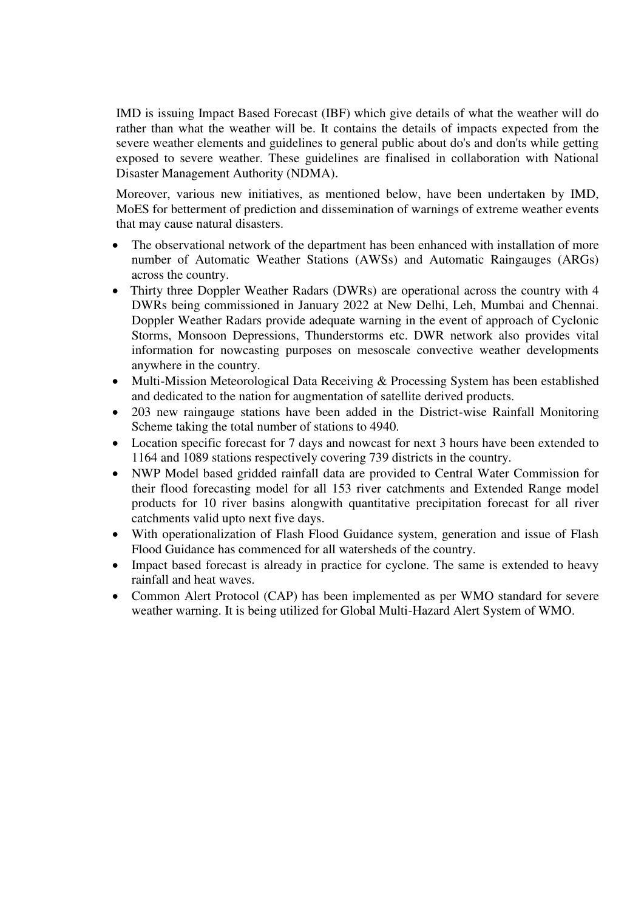IMD is issuing Impact Based Forecast (IBF) which give details of what the weather will do rather than what the weather will be. It contains the details of impacts expected from the severe weather elements and guidelines to general public about do's and don'ts while getting exposed to severe weather. These guidelines are finalised in collaboration with National Disaster Management Authority (NDMA).

Moreover, various new initiatives, as mentioned below, have been undertaken by IMD, MoES for betterment of prediction and dissemination of warnings of extreme weather events that may cause natural disasters.

- The observational network of the department has been enhanced with installation of more number of Automatic Weather Stations (AWSs) and Automatic Raingauges (ARGs) across the country.
- Thirty three Doppler Weather Radars (DWRs) are operational across the country with 4 DWRs being commissioned in January 2022 at New Delhi, Leh, Mumbai and Chennai. Doppler Weather Radars provide adequate warning in the event of approach of Cyclonic Storms, Monsoon Depressions, Thunderstorms etc. DWR network also provides vital information for nowcasting purposes on mesoscale convective weather developments anywhere in the country.
- Multi-Mission Meteorological Data Receiving & Processing System has been established and dedicated to the nation for augmentation of satellite derived products.
- 203 new raingauge stations have been added in the District-wise Rainfall Monitoring Scheme taking the total number of stations to 4940.
- Location specific forecast for 7 days and nowcast for next 3 hours have been extended to 1164 and 1089 stations respectively covering 739 districts in the country.
- NWP Model based gridded rainfall data are provided to Central Water Commission for their flood forecasting model for all 153 river catchments and Extended Range model products for 10 river basins alongwith quantitative precipitation forecast for all river catchments valid upto next five days.
- With operationalization of Flash Flood Guidance system, generation and issue of Flash Flood Guidance has commenced for all watersheds of the country.
- Impact based forecast is already in practice for cyclone. The same is extended to heavy rainfall and heat waves.
- Common Alert Protocol (CAP) has been implemented as per WMO standard for severe weather warning. It is being utilized for Global Multi-Hazard Alert System of WMO.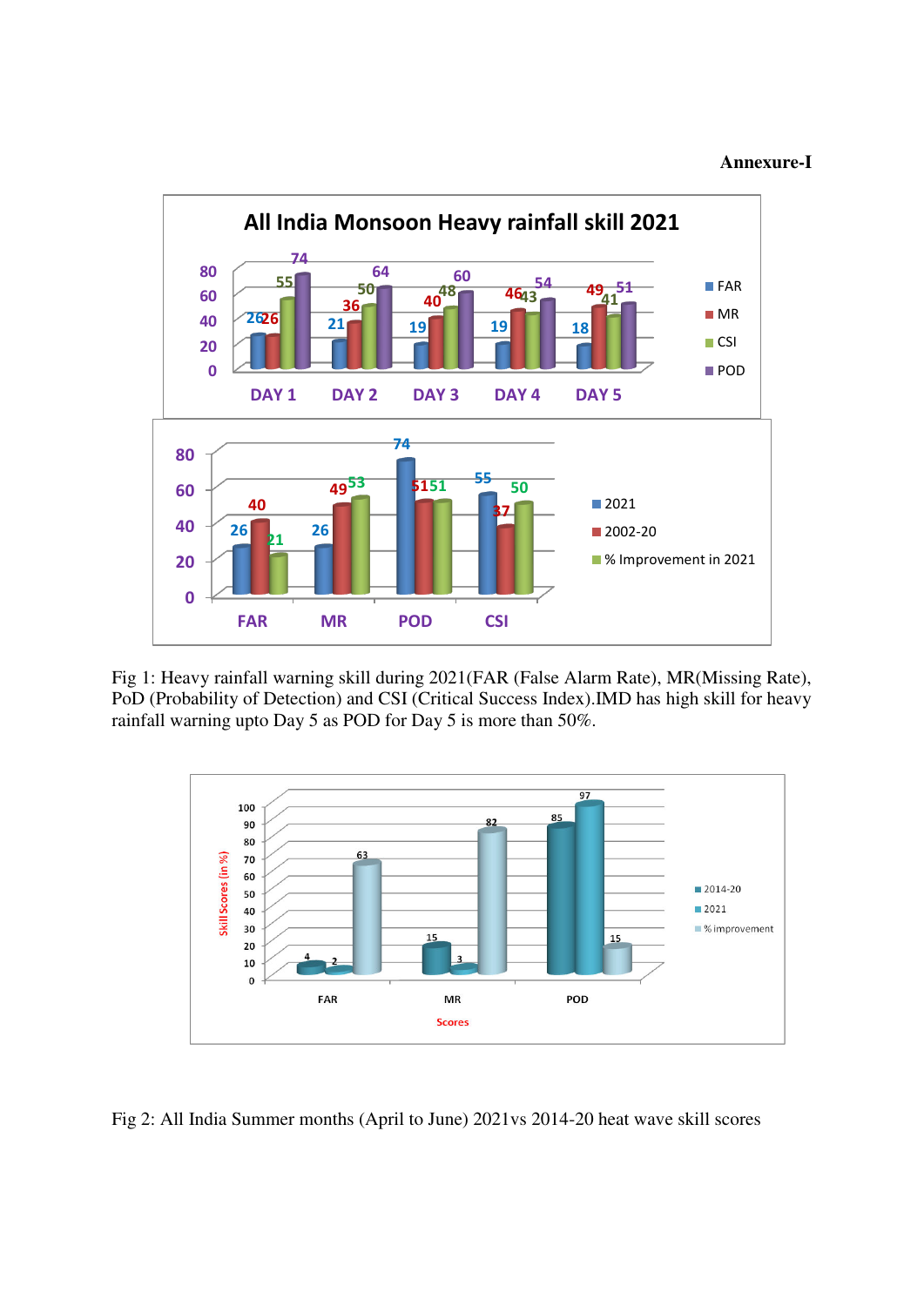**Annexure-I**

Fig 1: Heavy rainfall warning skill during 2021(FAR (False Alarm Rate), MR(Missing Rate), PoD (Probability of Detection) and CSI (Critical Success Index).IMD has high skill for heavy rainfall warning upto Day 5 as POD for Day 5 is more than 50%.

Fig 2: All India Summer months (April to June) 2021vs 2014-20 heat wave skill scores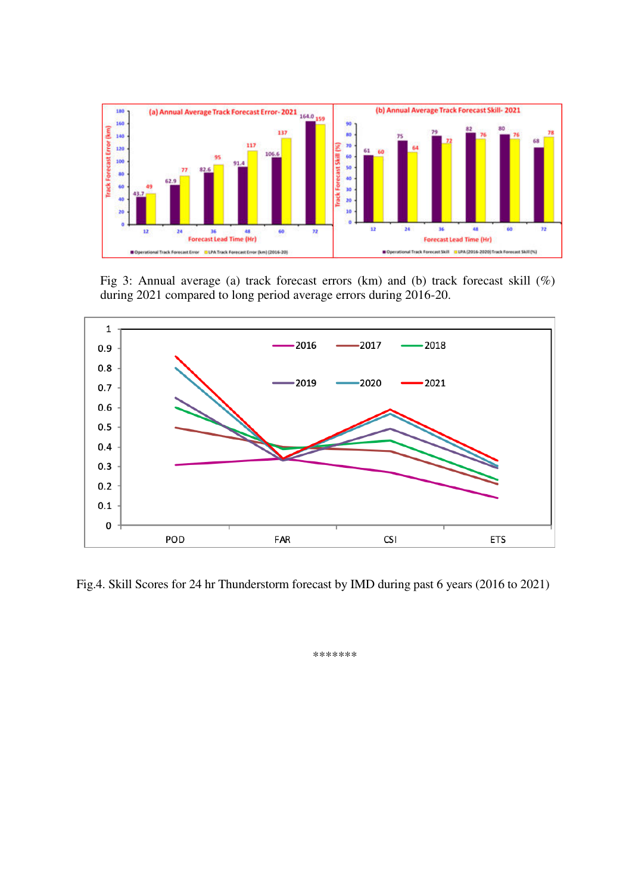(a) Annual Average Track Forecast Error- 2021

180
160
140
120
100
80
60
40
20
0

Track Forecast Error (km)

43.7 49
62.9 77
82.6 95
91.4 117
106.6 137
164.0 159

12 24 36 48 60 72

Forecast Lead Time (Hr)

Operational Track Forecast Error   LPA Track Forecast Error (km) (2016-20)

(b) Annual Average Track Forecast Skill- 2021

90
80
70
60
50
40
30
20
10
0

Track Forecast Skill (%)

61 60
75 64
79 72
82 76
80 76
68 78

12 24 36 48 60 72

Forecast Lead Time (Hr)

Operational Track Forecast Skill   LPA (2016-2020) Track Forecast Skill (%)

Fig 3: Annual average (a) track forecast errors (km) and (b) track forecast skill (%) during 2021 compared to long period average errors during 2016-20.

1
0.9
0.8
0.7
0.6
0.5
0.4
0.3
0.2
0.1
0

2016 2017 2018
2019 2020 2021

POD FAR CSI ETS

Fig.4. Skill Scores for 24 hr Thunderstorm forecast by IMD during past 6 years (2016 to 2021)

*******